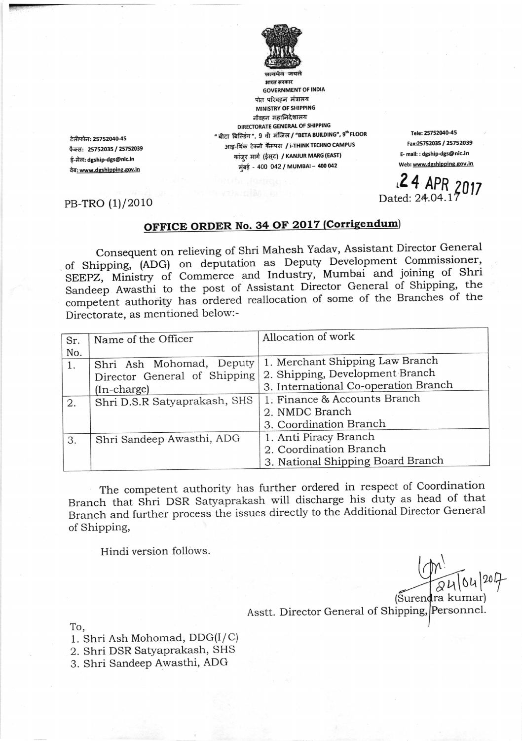सत्यमेव जयते
भारत सरकार
GOVERNMENT OF INDIA
पोत परिवहन मंत्रालय
MINISTRY OF SHIPPING
नौवहन महानिदेशालय
DIRECTORATE GENERAL OF SHIPPING
"बीटा बिल्डिंग", 9 वी मंजिल / "BETA BUILDING", 9th FLOOR
आइ-थिंक टेक्नो कॅम्पस / i-THINK TECHNO CAMPUS
कांजुर मार्ग (ईस्ट) / KANJUR MARG (EAST)
मुंबई - 400 042 / MUMBAI – 400 042

टेलीफोन: 25752040-45
फैक्स: 25752035 / 25752039
ई-मेल: dgship-dgs@nic.in
वेब: www.dgshipping.gov.in

Tele: 25752040-45
Fax:25752035 / 25752039
E- mail: : dgship-dgs@nic.in
Web: www.dgshipping.gov.in

24 APR 2017

PB-TRO (1)/2010

Dated: 24.04.17

## OFFICE ORDER No. 34 OF 2017 (Corrigendum)

Consequent on relieving of Shri Mahesh Yadav, Assistant Director General of Shipping, (ADG) on deputation as Deputy Development Commissioner, SEEPZ, Ministry of Commerce and Industry, Mumbai and joining of Shri Sandeep Awasthi to the post of Assistant Director General of Shipping, the competent authority has ordered reallocation of some of the Branches of the Directorate, as mentioned below:-

| Sr. No. | Name of the Officer | Allocation of work |
|---|---|---|
| 1. | Shri Ash Mohomad, Deputy Director General of Shipping (In-charge) | 1. Merchant Shipping Law Branch<br>2. Shipping, Development Branch<br>3. International Co-operation Branch |
| 2. | Shri D.S.R Satyaprakash, SHS | 1. Finance & Accounts Branch<br>2. NMDC Branch<br>3. Coordination Branch |
| 3. | Shri Sandeep Awasthi, ADG | 1. Anti Piracy Branch<br>2. Coordination Branch<br>3. National Shipping Board Branch |

The competent authority has further ordered in respect of Coordination Branch that Shri DSR Satyaprakash will discharge his duty as head of that Branch and further process the issues directly to the Additional Director General of Shipping,

Hindi version follows.

24/04/2017
(Surendra kumar)
Asstt. Director General of Shipping, Personnel.

To,
1. Shri Ash Mohomad, DDG(I/C)
2. Shri DSR Satyaprakash, SHS
3. Shri Sandeep Awasthi, ADG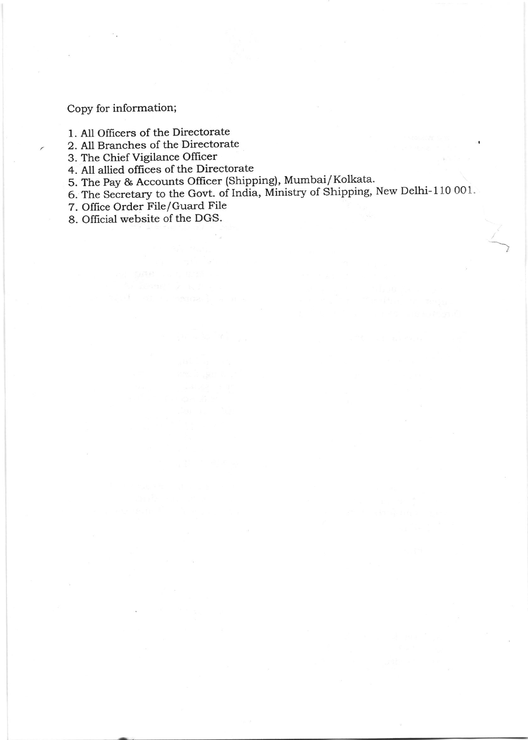Copy for information;

1. All Officers of the Directorate
2. All Branches of the Directorate
3. The Chief Vigilance Officer
4. All allied offices of the Directorate
5. The Pay & Accounts Officer (Shipping), Mumbai/Kolkata.
6. The Secretary to the Govt. of India, Ministry of Shipping, New Delhi-110 001.
7. Office Order File/Guard File
8. Official website of the DGS.